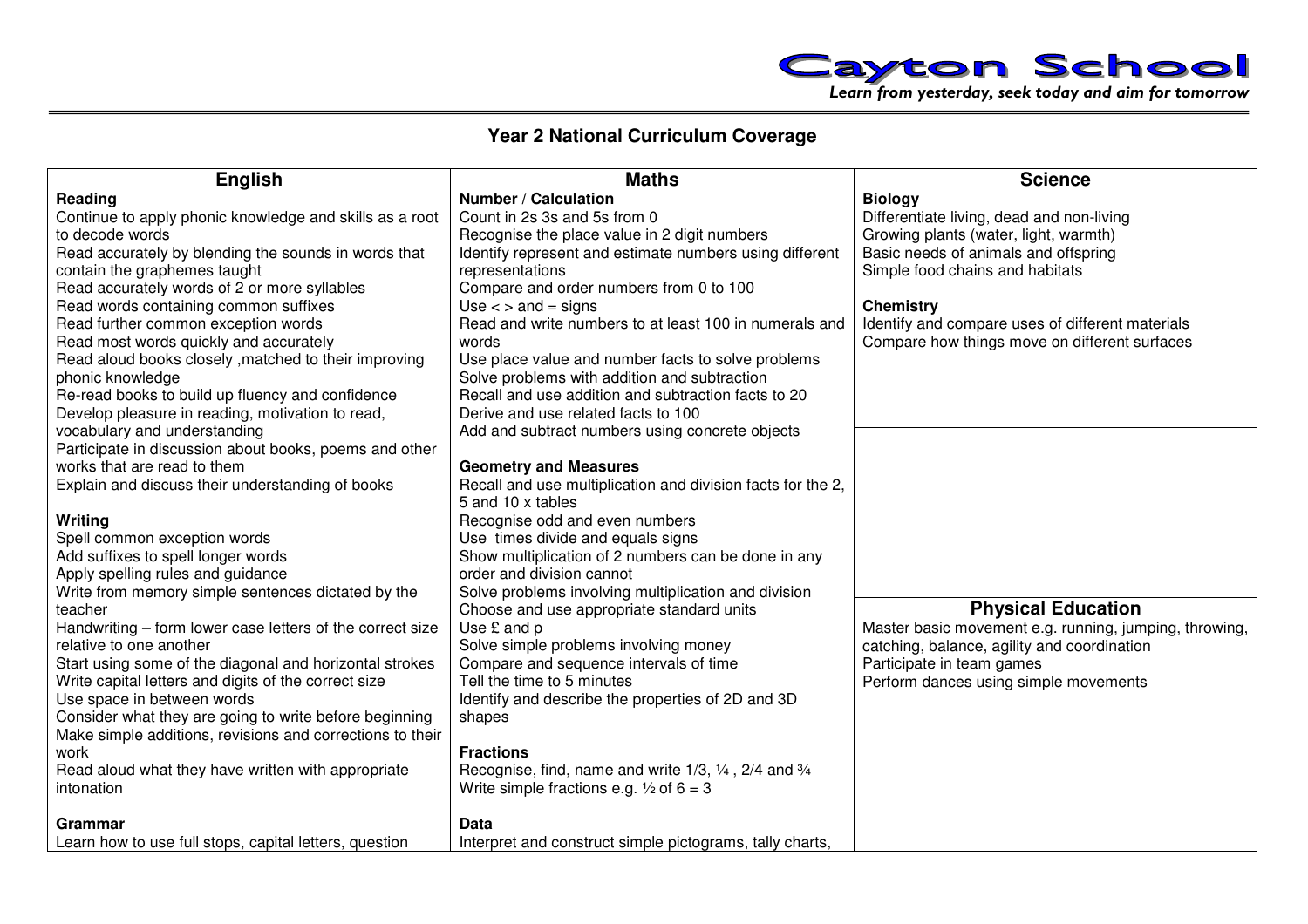# Cayton School

*Learn from yesterday, seek today and aim for tomorrow*

## Year 2 National Curriculum Coverage

| English | Maths | Science |
|---|---|---|
| **Reading**<br>Continue to apply phonic knowledge and skills as a root to decode words<br>Read accurately by blending the sounds in words that contain the graphemes taught<br>Read accurately words of 2 or more syllables<br>Read words containing common suffixes<br>Read further common exception words<br>Read most words quickly and accurately<br>Read aloud books closely ,matched to their improving phonic knowledge<br>Re-read books to build up fluency and confidence<br>Develop pleasure in reading, motivation to read, vocabulary and understanding<br>Participate in discussion about books, poems and other works that are read to them<br>Explain and discuss their understanding of books<br><br>**Writing**<br>Spell common exception words<br>Add suffixes to spell longer words<br>Apply spelling rules and guidance<br>Write from memory simple sentences dictated by the teacher<br>Handwriting – form lower case letters of the correct size relative to one another<br>Start using some of the diagonal and horizontal strokes<br>Write capital letters and digits of the correct size<br>Use space in between words<br>Consider what they are going to write before beginning<br>Make simple additions, revisions and corrections to their work<br>Read aloud what they have written with appropriate intonation<br><br>**Grammar**<br>Learn how to use full stops, capital letters, question | **Number / Calculation**<br>Count in 2s 3s and 5s from 0<br>Recognise the place value in 2 digit numbers<br>Identify represent and estimate numbers using different representations<br>Compare and order numbers from 0 to 100<br>Use < > and = signs<br>Read and write numbers to at least 100 in numerals and words<br>Use place value and number facts to solve problems<br>Solve problems with addition and subtraction<br>Recall and use addition and subtraction facts to 20<br>Derive and use related facts to 100<br>Add and subtract numbers using concrete objects<br><br>**Geometry and Measures**<br>Recall and use multiplication and division facts for the 2, 5 and 10 x tables<br>Recognise odd and even numbers<br>Use times divide and equals signs<br>Show multiplication of 2 numbers can be done in any order and division cannot<br>Solve problems involving multiplication and division<br>Choose and use appropriate standard units<br>Use £ and p<br>Solve simple problems involving money<br>Compare and sequence intervals of time<br>Tell the time to 5 minutes<br>Identify and describe the properties of 2D and 3D shapes<br><br>**Fractions**<br>Recognise, find, name and write 1/3, ¼ , 2/4 and ¾<br>Write simple fractions e.g. ½ of 6 = 3<br><br>**Data**<br>Interpret and construct simple pictograms, tally charts, | **Biology**<br>Differentiate living, dead and non-living<br>Growing plants (water, light, warmth)<br>Basic needs of animals and offspring<br>Simple food chains and habitats<br><br>**Chemistry**<br>Identify and compare uses of different materials<br>Compare how things move on different surfaces<br><br>**Physical Education**<br>Master basic movement e.g. running, jumping, throwing, catching, balance, agility and coordination<br>Participate in team games<br>Perform dances using simple movements |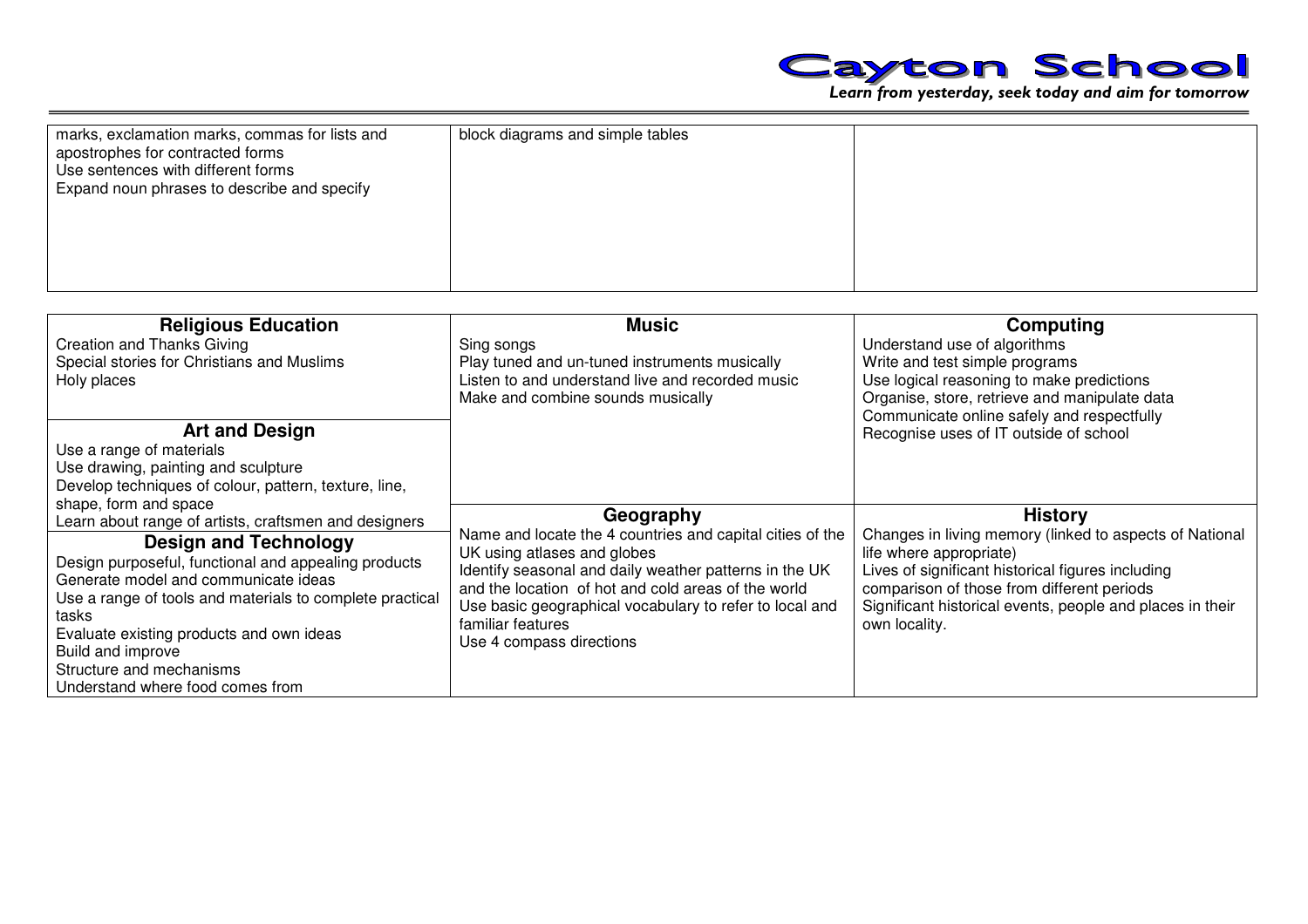| | | |
|---|---|---|
| marks, exclamation marks, commas for lists and apostrophes for contracted forms<br>Use sentences with different forms<br>Expand noun phrases to describe and specify | block diagrams and simple tables | |

| | | |
|---|---|---|
| **Religious Education**<br>Creation and Thanks Giving<br>Special stories for Christians and Muslims<br>Holy places | **Music**<br>Sing songs<br>Play tuned and un-tuned instruments musically<br>Listen to and understand live and recorded music<br>Make and combine sounds musically | **Computing**<br>Understand use of algorithms<br>Write and test simple programs<br>Use logical reasoning to make predictions<br>Organise, store, retrieve and manipulate data<br>Communicate online safely and respectfully<br>Recognise uses of IT outside of school |
| **Art and Design**<br>Use a range of materials<br>Use drawing, painting and sculpture<br>Develop techniques of colour, pattern, texture, line, shape, form and space<br>Learn about range of artists, craftsmen and designers | **Geography**<br>Name and locate the 4 countries and capital cities of the UK using atlases and globes<br>Identify seasonal and daily weather patterns in the UK and the location of hot and cold areas of the world<br>Use basic geographical vocabulary to refer to local and familiar features<br>Use 4 compass directions | **History**<br>Changes in living memory (linked to aspects of National life where appropriate)<br>Lives of significant historical figures including comparison of those from different periods<br>Significant historical events, people and places in their own locality. |
| **Design and Technology**<br>Design purposeful, functional and appealing products<br>Generate model and communicate ideas<br>Use a range of tools and materials to complete practical tasks<br>Evaluate existing products and own ideas<br>Build and improve<br>Structure and mechanisms<br>Understand where food comes from | | |